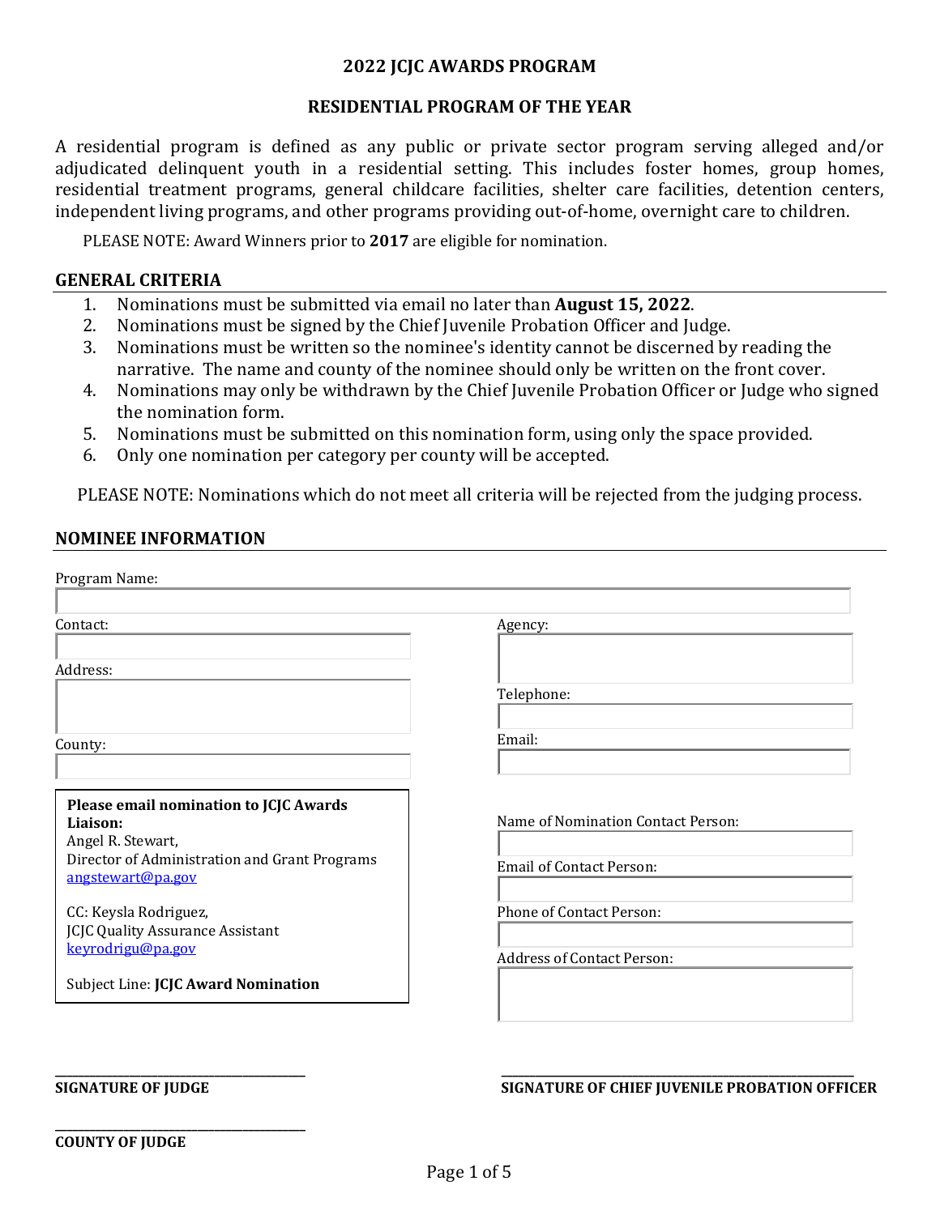# 2022 JCJC AWARDS PROGRAM

## RESIDENTIAL PROGRAM OF THE YEAR

A residential program is defined as any public or private sector program serving alleged and/or adjudicated delinquent youth in a residential setting. This includes foster homes, group homes, residential treatment programs, general childcare facilities, shelter care facilities, detention centers, independent living programs, and other programs providing out-of-home, overnight care to children.

PLEASE NOTE: Award Winners prior to **2017** are eligible for nomination.

### GENERAL CRITERIA

1. Nominations must be submitted via email no later than **August 15, 2022**.
2. Nominations must be signed by the Chief Juvenile Probation Officer and Judge.
3. Nominations must be written so the nominee's identity cannot be discerned by reading the narrative. The name and county of the nominee should only be written on the front cover.
4. Nominations may only be withdrawn by the Chief Juvenile Probation Officer or Judge who signed the nomination form.
5. Nominations must be submitted on this nomination form, using only the space provided.
6. Only one nomination per category per county will be accepted.

PLEASE NOTE: Nominations which do not meet all criteria will be rejected from the judging process.

### NOMINEE INFORMATION

Program Name:

Contact:

Address:

County:

Agency:

Telephone:

Email:

**Please email nomination to JCJC Awards Liaison:**
Angel R. Stewart,
Director of Administration and Grant Programs
angstewart@pa.gov

CC: Keysla Rodriguez,
JCJC Quality Assurance Assistant
keyrodrigu@pa.gov

Subject Line: **JCJC Award Nomination**

Name of Nomination Contact Person:

Email of Contact Person:

Phone of Contact Person:

Address of Contact Person:

______________________________
**SIGNATURE OF JUDGE**

______________________________
**SIGNATURE OF CHIEF JUVENILE PROBATION OFFICER**

______________________________
**COUNTY OF JUDGE**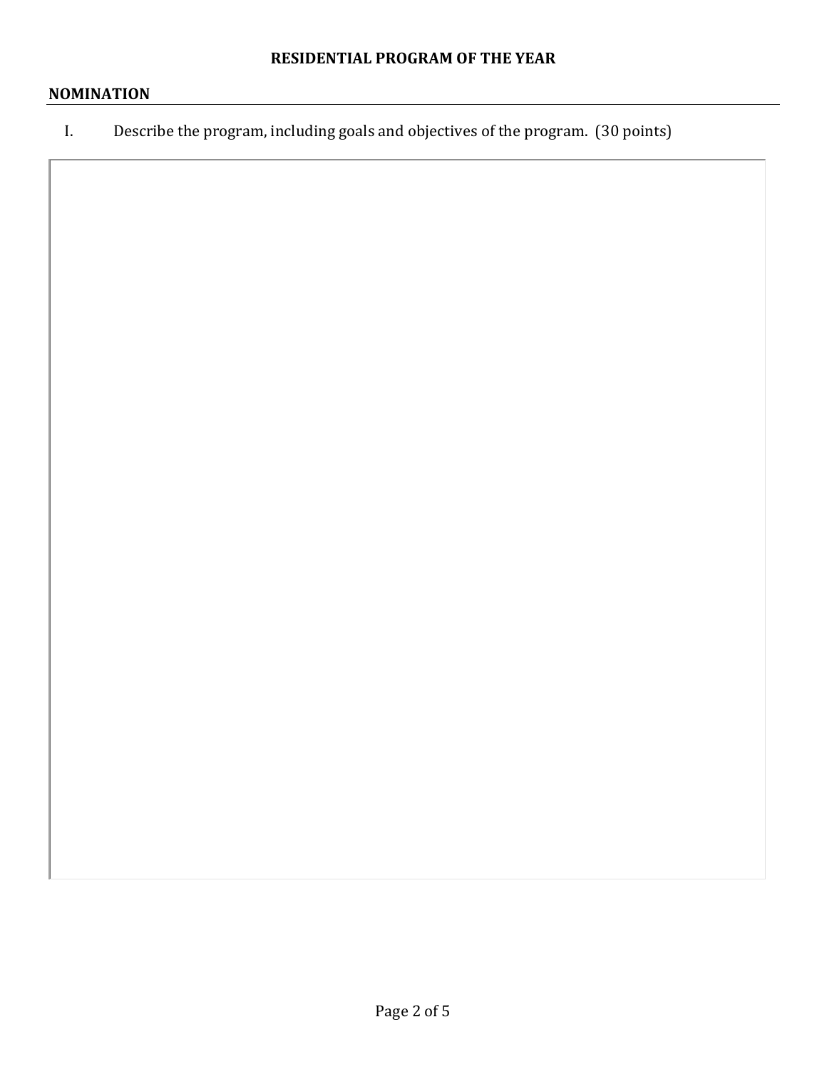# RESIDENTIAL PROGRAM OF THE YEAR

## NOMINATION

I. Describe the program, including goals and objectives of the program. (30 points)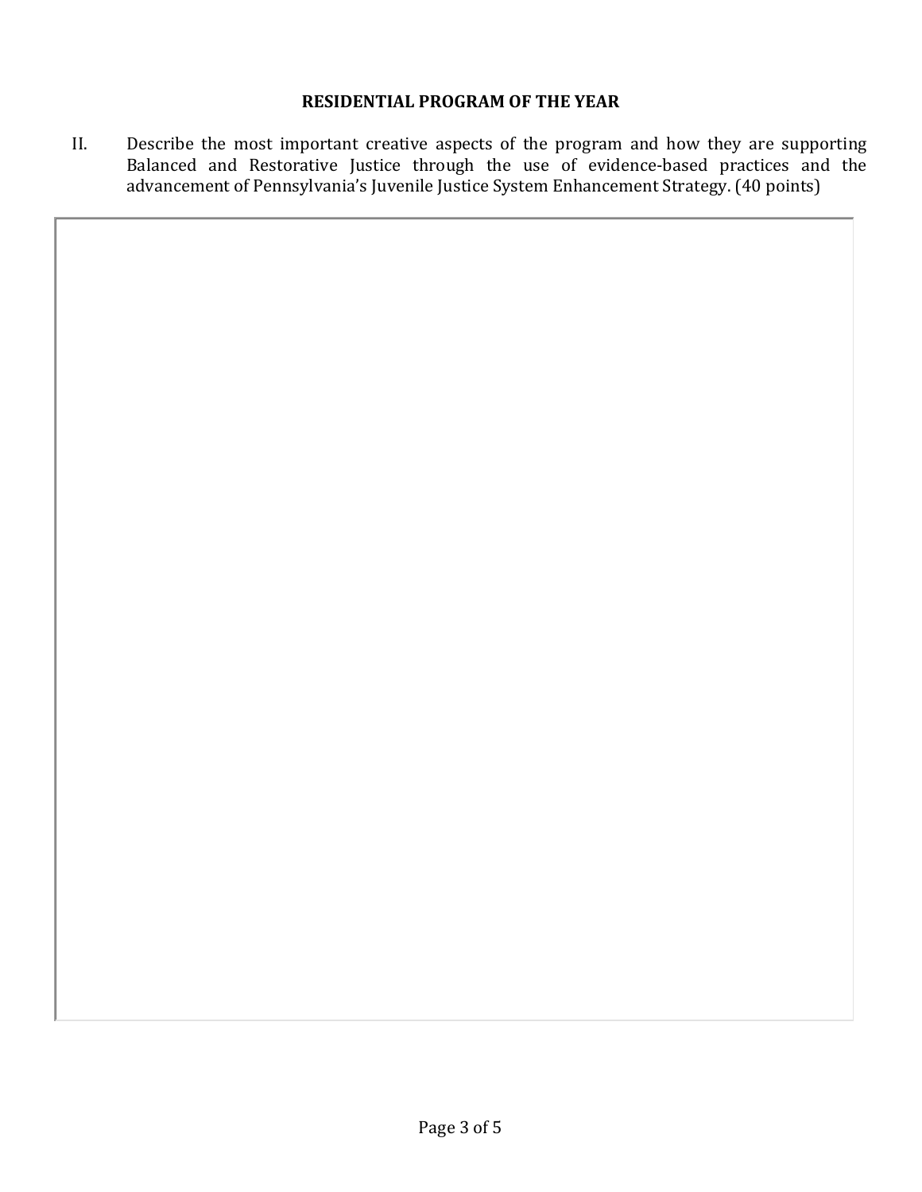## RESIDENTIAL PROGRAM OF THE YEAR

II. Describe the most important creative aspects of the program and how they are supporting Balanced and Restorative Justice through the use of evidence-based practices and the advancement of Pennsylvania's Juvenile Justice System Enhancement Strategy. (40 points)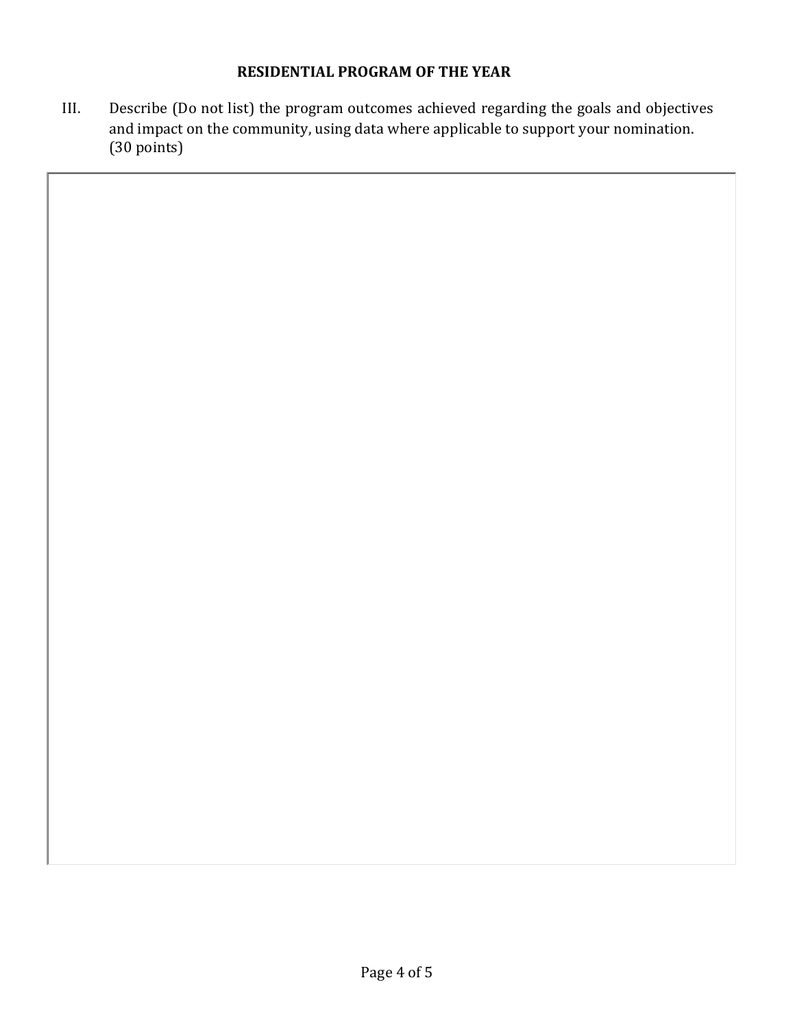**RESIDENTIAL PROGRAM OF THE YEAR**

III. Describe (Do not list) the program outcomes achieved regarding the goals and objectives and impact on the community, using data where applicable to support your nomination. (30 points)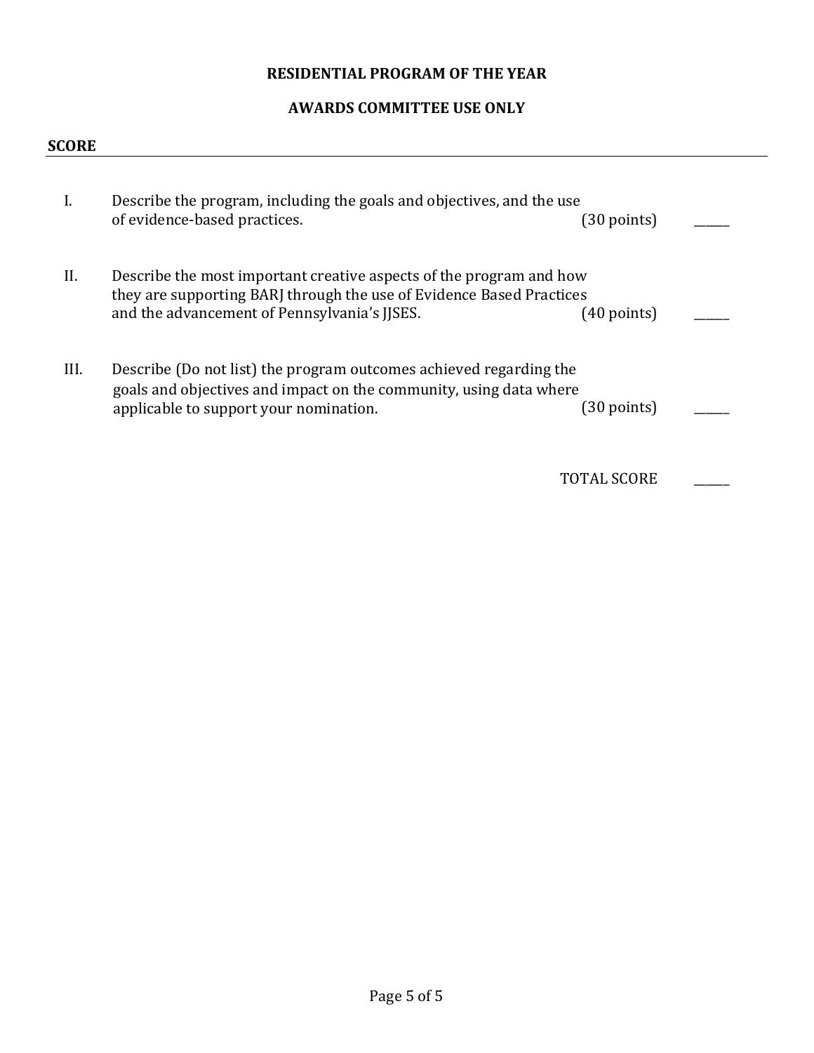**RESIDENTIAL PROGRAM OF THE YEAR**

**AWARDS COMMITTEE USE ONLY**

**SCORE**

---

| | | | |
|---|---|---|---|
| I. | Describe the program, including the goals and objectives, and the use of evidence-based practices. | (30 points) | _____ |
| II. | Describe the most important creative aspects of the program and how they are supporting BARJ through the use of Evidence Based Practices and the advancement of Pennsylvania's JJSES. | (40 points) | _____ |
| III. | Describe (Do not list) the program outcomes achieved regarding the goals and objectives and impact on the community, using data where applicable to support your nomination. | (30 points) | _____ |
| | | TOTAL SCORE | _____ |